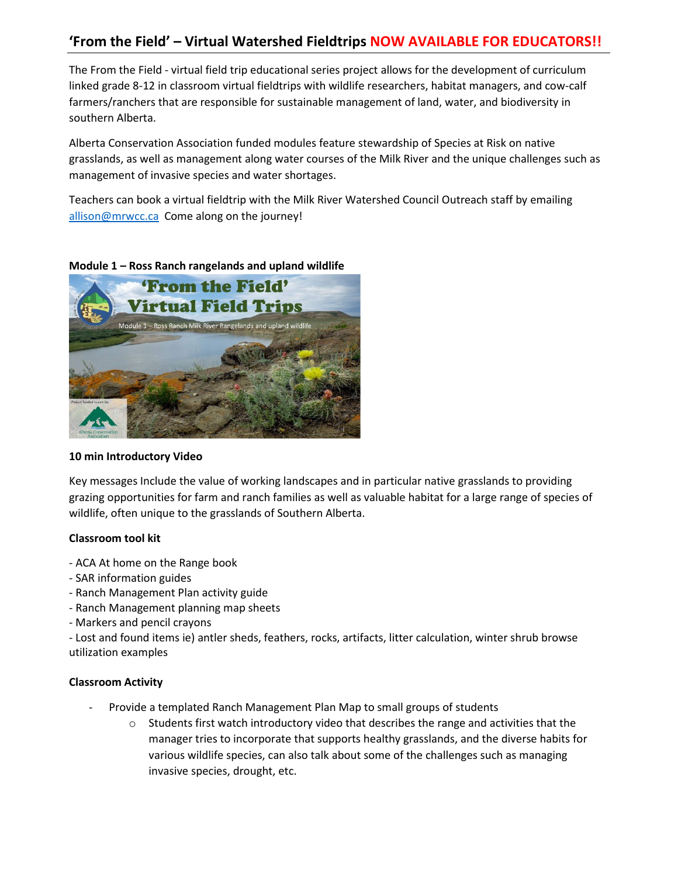## 'From the Field' – Virtual Watershed Fieldtrips NOW AVAILABLE FOR EDUCATORS!!

The From the Field - virtual field trip educational series project allows for the development of curriculum linked grade 8-12 in classroom virtual fieldtrips with wildlife researchers, habitat managers, and cow-calf farmers/ranchers that are responsible for sustainable management of land, water, and biodiversity in southern Alberta.

Alberta Conservation Association funded modules feature stewardship of Species at Risk on native grasslands, as well as management along water courses of the Milk River and the unique challenges such as management of invasive species and water shortages.

Teachers can book a virtual fieldtrip with the Milk River Watershed Council Outreach staff by emailing allison@mrwcc.ca Come along on the journey!

**Module 1 – Ross Ranch rangelands and upland wildlife**

**10 min Introductory Video**

Key messages Include the value of working landscapes and in particular native grasslands to providing grazing opportunities for farm and ranch families as well as valuable habitat for a large range of species of wildlife, often unique to the grasslands of Southern Alberta.

**Classroom tool kit**

- ACA At home on the Range book
- SAR information guides
- Ranch Management Plan activity guide
- Ranch Management planning map sheets
- Markers and pencil crayons
- Lost and found items ie) antler sheds, feathers, rocks, artifacts, litter calculation, winter shrub browse utilization examples

**Classroom Activity**

- Provide a templated Ranch Management Plan Map to small groups of students
    - Students first watch introductory video that describes the range and activities that the manager tries to incorporate that supports healthy grasslands, and the diverse habits for various wildlife species, can also talk about some of the challenges such as managing invasive species, drought, etc.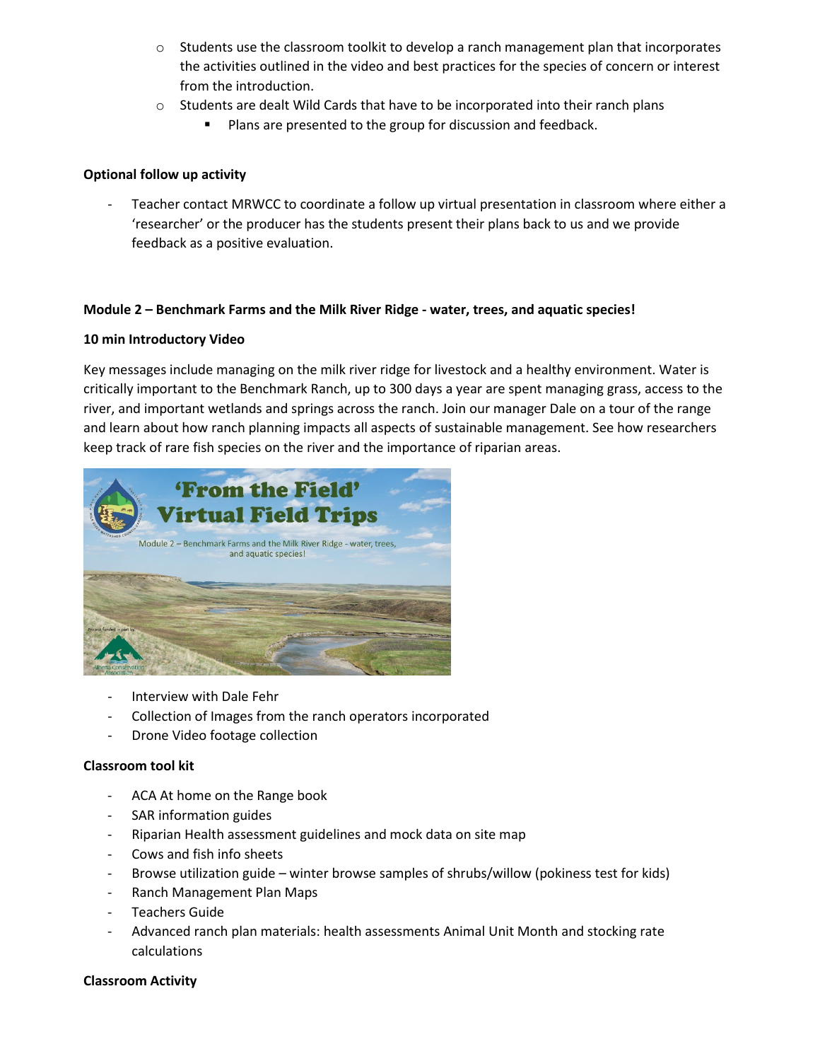- Students use the classroom toolkit to develop a ranch management plan that incorporates the activities outlined in the video and best practices for the species of concern or interest from the introduction.
- Students are dealt Wild Cards that have to be incorporated into their ranch plans
  - Plans are presented to the group for discussion and feedback.

**Optional follow up activity**

- Teacher contact MRWCC to coordinate a follow up virtual presentation in classroom where either a 'researcher' or the producer has the students present their plans back to us and we provide feedback as a positive evaluation.

**Module 2 – Benchmark Farms and the Milk River Ridge - water, trees, and aquatic species!**

**10 min Introductory Video**

Key messages include managing on the milk river ridge for livestock and a healthy environment. Water is critically important to the Benchmark Ranch, up to 300 days a year are spent managing grass, access to the river, and important wetlands and springs across the ranch. Join our manager Dale on a tour of the range and learn about how ranch planning impacts all aspects of sustainable management. See how researchers keep track of rare fish species on the river and the importance of riparian areas.

- Interview with Dale Fehr
- Collection of Images from the ranch operators incorporated
- Drone Video footage collection

**Classroom tool kit**

- ACA At home on the Range book
- SAR information guides
- Riparian Health assessment guidelines and mock data on site map
- Cows and fish info sheets
- Browse utilization guide – winter browse samples of shrubs/willow (pokiness test for kids)
- Ranch Management Plan Maps
- Teachers Guide
- Advanced ranch plan materials: health assessments Animal Unit Month and stocking rate calculations

**Classroom Activity**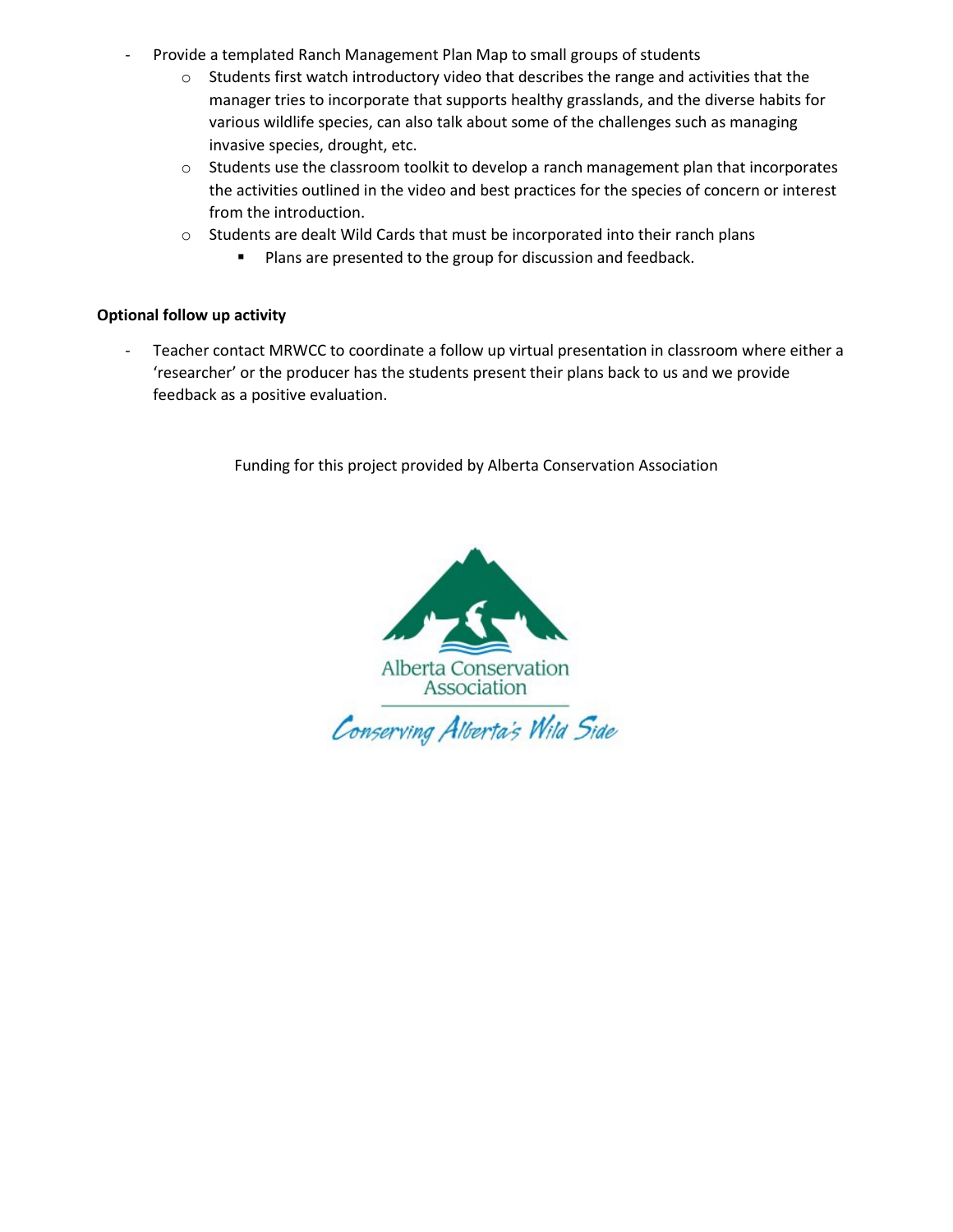- Provide a templated Ranch Management Plan Map to small groups of students
  - Students first watch introductory video that describes the range and activities that the manager tries to incorporate that supports healthy grasslands, and the diverse habits for various wildlife species, can also talk about some of the challenges such as managing invasive species, drought, etc.
  - Students use the classroom toolkit to develop a ranch management plan that incorporates the activities outlined in the video and best practices for the species of concern or interest from the introduction.
  - Students are dealt Wild Cards that must be incorporated into their ranch plans
    - Plans are presented to the group for discussion and feedback.

**Optional follow up activity**

- Teacher contact MRWCC to coordinate a follow up virtual presentation in classroom where either a 'researcher' or the producer has the students present their plans back to us and we provide feedback as a positive evaluation.

Funding for this project provided by Alberta Conservation Association

Alberta Conservation Association

Conserving Alberta's Wild Side